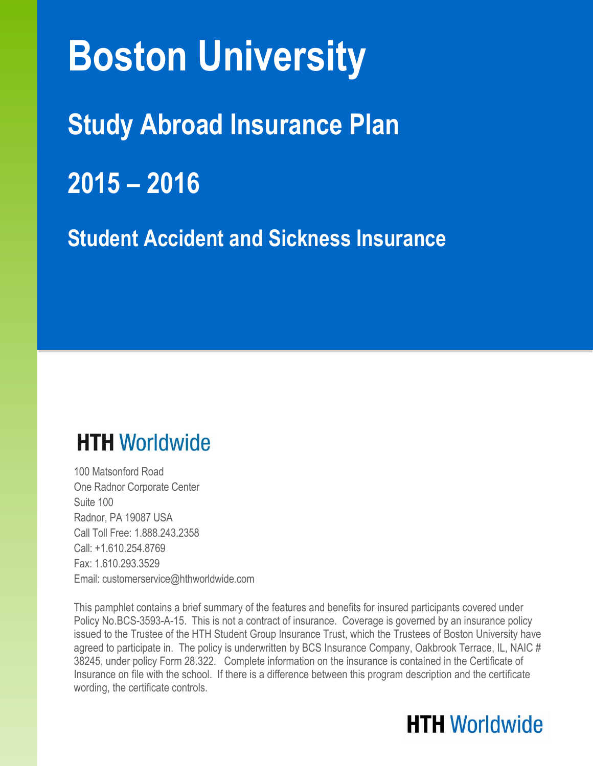# Boston University

## Study Abroad Insurance Plan

## 2015 – 2016

### Student Accident and Sickness Insurance

**HTH Worldwide**

100 Matsonford Road
One Radnor Corporate Center
Suite 100
Radnor, PA 19087 USA
Call Toll Free: 1.888.243.2358
Call: +1.610.254.8769
Fax: 1.610.293.3529
Email: customerservice@hthworldwide.com

This pamphlet contains a brief summary of the features and benefits for insured participants covered under Policy No.BCS-3593-A-15. This is not a contract of insurance. Coverage is governed by an insurance policy issued to the Trustee of the HTH Student Group Insurance Trust, which the Trustees of Boston University have agreed to participate in. The policy is underwritten by BCS Insurance Company, Oakbrook Terrace, IL, NAIC # 38245, under policy Form 28.322. Complete information on the insurance is contained in the Certificate of Insurance on file with the school. If there is a difference between this program description and the certificate wording, the certificate controls.

**HTH Worldwide**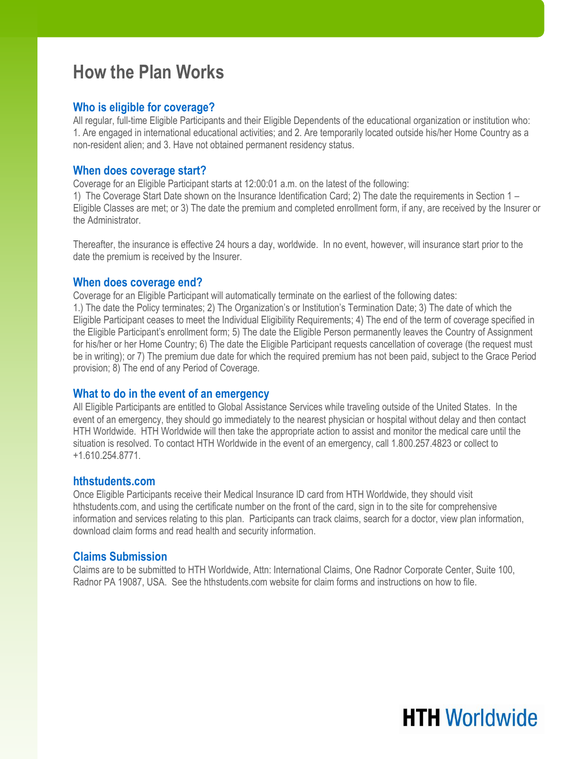# How the Plan Works

## Who is eligible for coverage?

All regular, full-time Eligible Participants and their Eligible Dependents of the educational organization or institution who: 1. Are engaged in international educational activities; and 2. Are temporarily located outside his/her Home Country as a non-resident alien; and 3. Have not obtained permanent residency status.

## When does coverage start?

Coverage for an Eligible Participant starts at 12:00:01 a.m. on the latest of the following:
1) The Coverage Start Date shown on the Insurance Identification Card; 2) The date the requirements in Section 1 – Eligible Classes are met; or 3) The date the premium and completed enrollment form, if any, are received by the Insurer or the Administrator.

Thereafter, the insurance is effective 24 hours a day, worldwide. In no event, however, will insurance start prior to the date the premium is received by the Insurer.

## When does coverage end?

Coverage for an Eligible Participant will automatically terminate on the earliest of the following dates:
1.) The date the Policy terminates; 2) The Organization's or Institution's Termination Date; 3) The date of which the Eligible Participant ceases to meet the Individual Eligibility Requirements; 4) The end of the term of coverage specified in the Eligible Participant's enrollment form; 5) The date the Eligible Person permanently leaves the Country of Assignment for his/her or her Home Country; 6) The date the Eligible Participant requests cancellation of coverage (the request must be in writing); or 7) The premium due date for which the required premium has not been paid, subject to the Grace Period provision; 8) The end of any Period of Coverage.

## What to do in the event of an emergency

All Eligible Participants are entitled to Global Assistance Services while traveling outside of the United States. In the event of an emergency, they should go immediately to the nearest physician or hospital without delay and then contact HTH Worldwide. HTH Worldwide will then take the appropriate action to assist and monitor the medical care until the situation is resolved. To contact HTH Worldwide in the event of an emergency, call 1.800.257.4823 or collect to +1.610.254.8771.

## hthstudents.com

Once Eligible Participants receive their Medical Insurance ID card from HTH Worldwide, they should visit hthstudents.com, and using the certificate number on the front of the card, sign in to the site for comprehensive information and services relating to this plan. Participants can track claims, search for a doctor, view plan information, download claim forms and read health and security information.

## Claims Submission

Claims are to be submitted to HTH Worldwide, Attn: International Claims, One Radnor Corporate Center, Suite 100, Radnor PA 19087, USA. See the hthstudents.com website for claim forms and instructions on how to file.

**HTH** Worldwide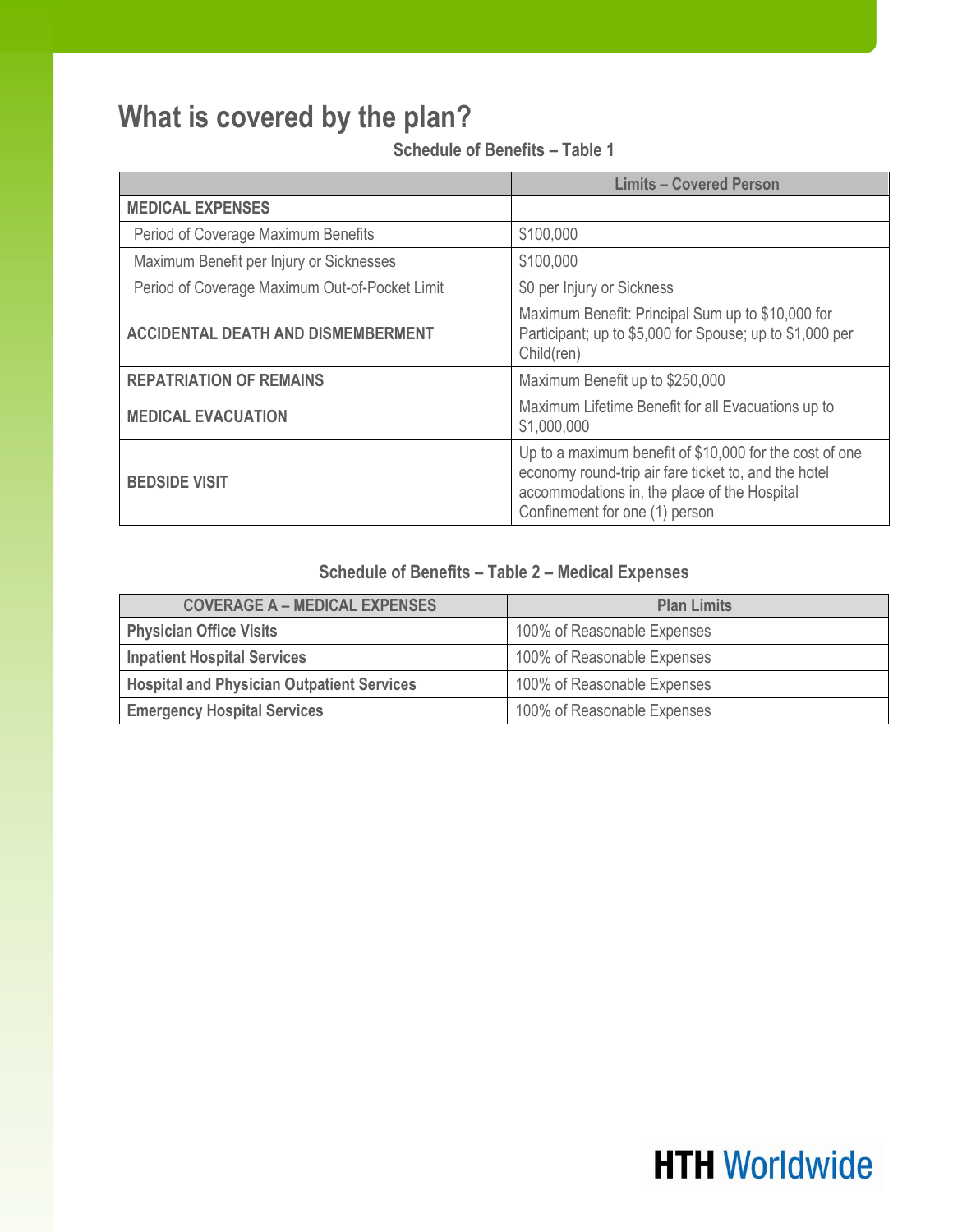# What is covered by the plan?

**Schedule of Benefits – Table 1**

| | Limits – Covered Person |
|---|---|
| **MEDICAL EXPENSES** | |
| Period of Coverage Maximum Benefits | $100,000 |
| Maximum Benefit per Injury or Sicknesses | $100,000 |
| Period of Coverage Maximum Out-of-Pocket Limit | $0 per Injury or Sickness |
| **ACCIDENTAL DEATH AND DISMEMBERMENT** | Maximum Benefit: Principal Sum up to $10,000 for Participant; up to $5,000 for Spouse; up to $1,000 per Child(ren) |
| **REPATRIATION OF REMAINS** | Maximum Benefit up to $250,000 |
| **MEDICAL EVACUATION** | Maximum Lifetime Benefit for all Evacuations up to $1,000,000 |
| **BEDSIDE VISIT** | Up to a maximum benefit of $10,000 for the cost of one economy round-trip air fare ticket to, and the hotel accommodations in, the place of the Hospital Confinement for one (1) person |

**Schedule of Benefits – Table 2 – Medical Expenses**

| COVERAGE A – MEDICAL EXPENSES | Plan Limits |
|---|---|
| **Physician Office Visits** | 100% of Reasonable Expenses |
| **Inpatient Hospital Services** | 100% of Reasonable Expenses |
| **Hospital and Physician Outpatient Services** | 100% of Reasonable Expenses |
| **Emergency Hospital Services** | 100% of Reasonable Expenses |

**HTH Worldwide**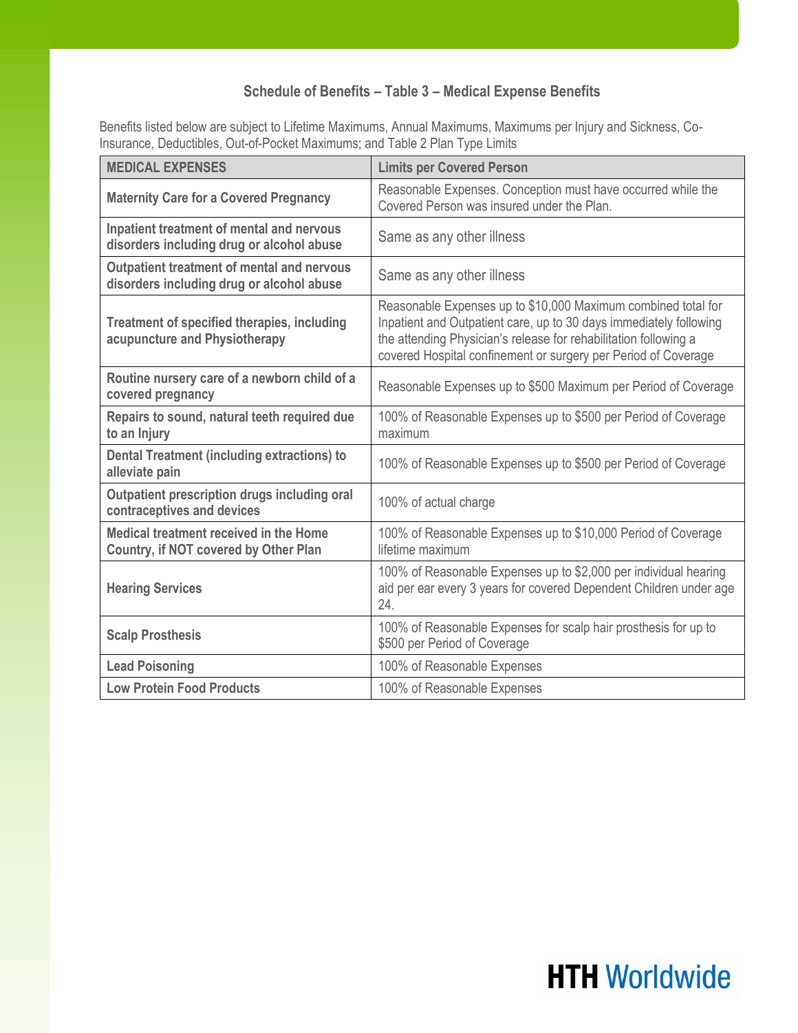### Schedule of Benefits – Table 3 – Medical Expense Benefits

Benefits listed below are subject to Lifetime Maximums, Annual Maximums, Maximums per Injury and Sickness, Co-Insurance, Deductibles, Out-of-Pocket Maximums; and Table 2 Plan Type Limits

| MEDICAL EXPENSES | Limits per Covered Person |
|---|---|
| **Maternity Care for a Covered Pregnancy** | Reasonable Expenses. Conception must have occurred while the Covered Person was insured under the Plan. |
| **Inpatient treatment of mental and nervous disorders including drug or alcohol abuse** | Same as any other illness |
| **Outpatient treatment of mental and nervous disorders including drug or alcohol abuse** | Same as any other illness |
| **Treatment of specified therapies, including acupuncture and Physiotherapy** | Reasonable Expenses up to $10,000 Maximum combined total for Inpatient and Outpatient care, up to 30 days immediately following the attending Physician's release for rehabilitation following a covered Hospital confinement or surgery per Period of Coverage |
| **Routine nursery care of a newborn child of a covered pregnancy** | Reasonable Expenses up to $500 Maximum per Period of Coverage |
| **Repairs to sound, natural teeth required due to an Injury** | 100% of Reasonable Expenses up to $500 per Period of Coverage maximum |
| **Dental Treatment (including extractions) to alleviate pain** | 100% of Reasonable Expenses up to $500 per Period of Coverage |
| **Outpatient prescription drugs including oral contraceptives and devices** | 100% of actual charge |
| **Medical treatment received in the Home Country, if NOT covered by Other Plan** | 100% of Reasonable Expenses up to $10,000 Period of Coverage lifetime maximum |
| **Hearing Services** | 100% of Reasonable Expenses up to $2,000 per individual hearing aid per ear every 3 years for covered Dependent Children under age 24. |
| **Scalp Prosthesis** | 100% of Reasonable Expenses for scalp hair prosthesis for up to $500 per Period of Coverage |
| **Lead Poisoning** | 100% of Reasonable Expenses |
| **Low Protein Food Products** | 100% of Reasonable Expenses |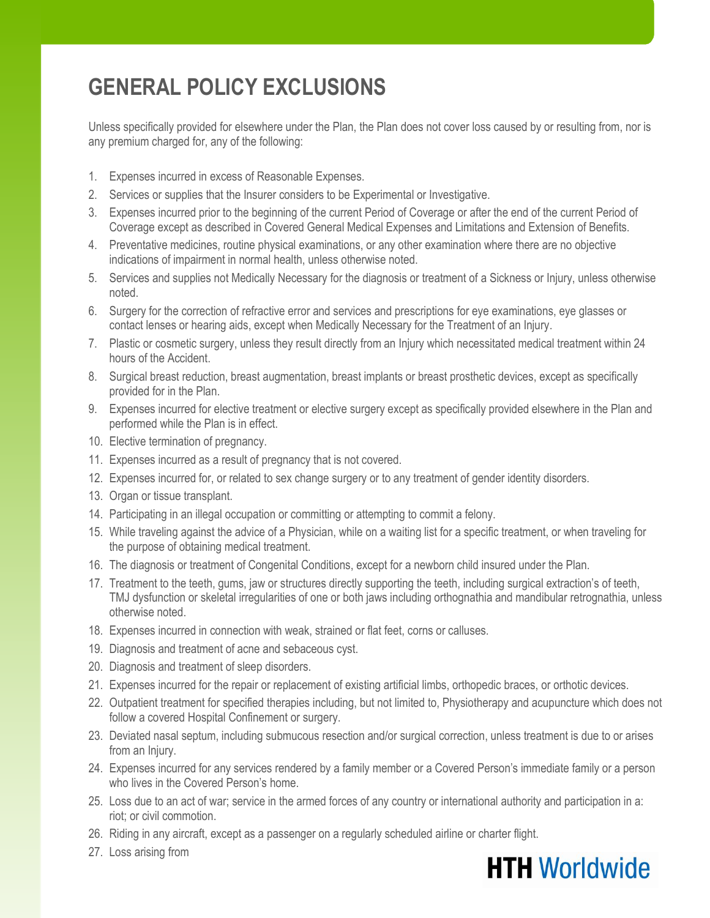# GENERAL POLICY EXCLUSIONS

Unless specifically provided for elsewhere under the Plan, the Plan does not cover loss caused by or resulting from, nor is any premium charged for, any of the following:

1. Expenses incurred in excess of Reasonable Expenses.
2. Services or supplies that the Insurer considers to be Experimental or Investigative.
3. Expenses incurred prior to the beginning of the current Period of Coverage or after the end of the current Period of Coverage except as described in Covered General Medical Expenses and Limitations and Extension of Benefits.
4. Preventative medicines, routine physical examinations, or any other examination where there are no objective indications of impairment in normal health, unless otherwise noted.
5. Services and supplies not Medically Necessary for the diagnosis or treatment of a Sickness or Injury, unless otherwise noted.
6. Surgery for the correction of refractive error and services and prescriptions for eye examinations, eye glasses or contact lenses or hearing aids, except when Medically Necessary for the Treatment of an Injury.
7. Plastic or cosmetic surgery, unless they result directly from an Injury which necessitated medical treatment within 24 hours of the Accident.
8. Surgical breast reduction, breast augmentation, breast implants or breast prosthetic devices, except as specifically provided for in the Plan.
9. Expenses incurred for elective treatment or elective surgery except as specifically provided elsewhere in the Plan and performed while the Plan is in effect.
10. Elective termination of pregnancy.
11. Expenses incurred as a result of pregnancy that is not covered.
12. Expenses incurred for, or related to sex change surgery or to any treatment of gender identity disorders.
13. Organ or tissue transplant.
14. Participating in an illegal occupation or committing or attempting to commit a felony.
15. While traveling against the advice of a Physician, while on a waiting list for a specific treatment, or when traveling for the purpose of obtaining medical treatment.
16. The diagnosis or treatment of Congenital Conditions, except for a newborn child insured under the Plan.
17. Treatment to the teeth, gums, jaw or structures directly supporting the teeth, including surgical extraction's of teeth, TMJ dysfunction or skeletal irregularities of one or both jaws including orthognathia and mandibular retrognathia, unless otherwise noted.
18. Expenses incurred in connection with weak, strained or flat feet, corns or calluses.
19. Diagnosis and treatment of acne and sebaceous cyst.
20. Diagnosis and treatment of sleep disorders.
21. Expenses incurred for the repair or replacement of existing artificial limbs, orthopedic braces, or orthotic devices.
22. Outpatient treatment for specified therapies including, but not limited to, Physiotherapy and acupuncture which does not follow a covered Hospital Confinement or surgery.
23. Deviated nasal septum, including submucous resection and/or surgical correction, unless treatment is due to or arises from an Injury.
24. Expenses incurred for any services rendered by a family member or a Covered Person's immediate family or a person who lives in the Covered Person's home.
25. Loss due to an act of war; service in the armed forces of any country or international authority and participation in a: riot; or civil commotion.
26. Riding in any aircraft, except as a passenger on a regularly scheduled airline or charter flight.
27. Loss arising from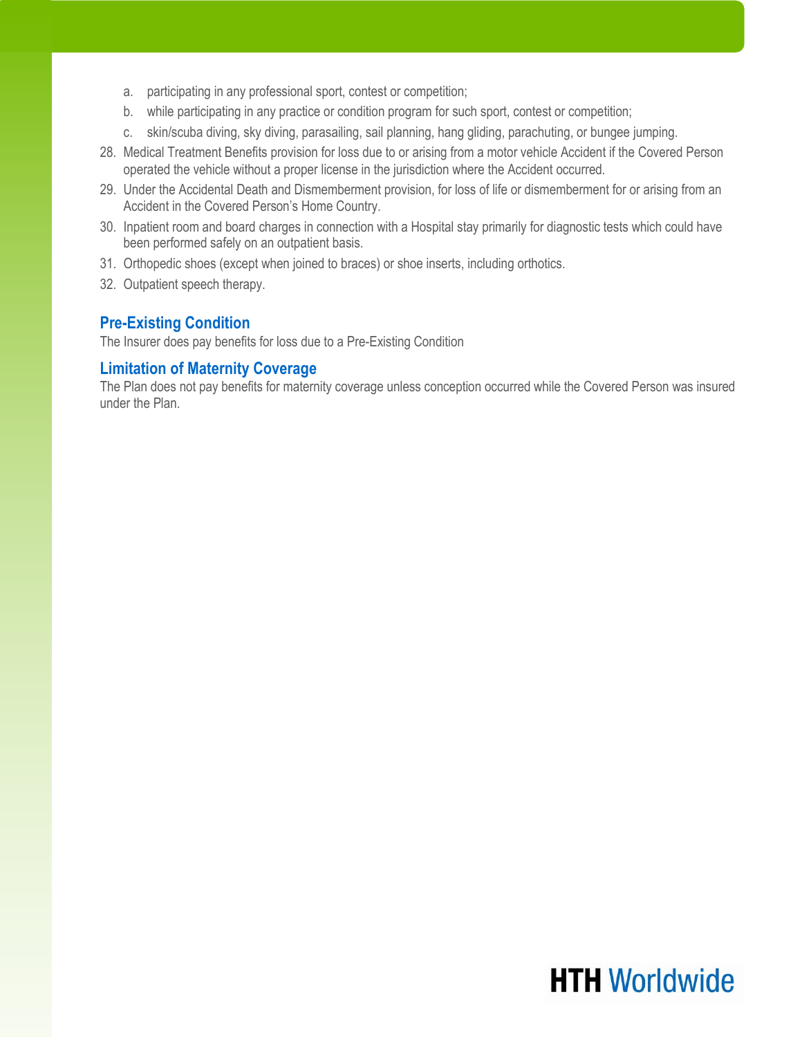a. participating in any professional sport, contest or competition;
   b. while participating in any practice or condition program for such sport, contest or competition;
   c. skin/scuba diving, sky diving, parasailing, sail planning, hang gliding, parachuting, or bungee jumping.

28. Medical Treatment Benefits provision for loss due to or arising from a motor vehicle Accident if the Covered Person operated the vehicle without a proper license in the jurisdiction where the Accident occurred.
29. Under the Accidental Death and Dismemberment provision, for loss of life or dismemberment for or arising from an Accident in the Covered Person's Home Country.
30. Inpatient room and board charges in connection with a Hospital stay primarily for diagnostic tests which could have been performed safely on an outpatient basis.
31. Orthopedic shoes (except when joined to braces) or shoe inserts, including orthotics.
32. Outpatient speech therapy.

### Pre-Existing Condition

The Insurer does pay benefits for loss due to a Pre-Existing Condition

### Limitation of Maternity Coverage

The Plan does not pay benefits for maternity coverage unless conception occurred while the Covered Person was insured under the Plan.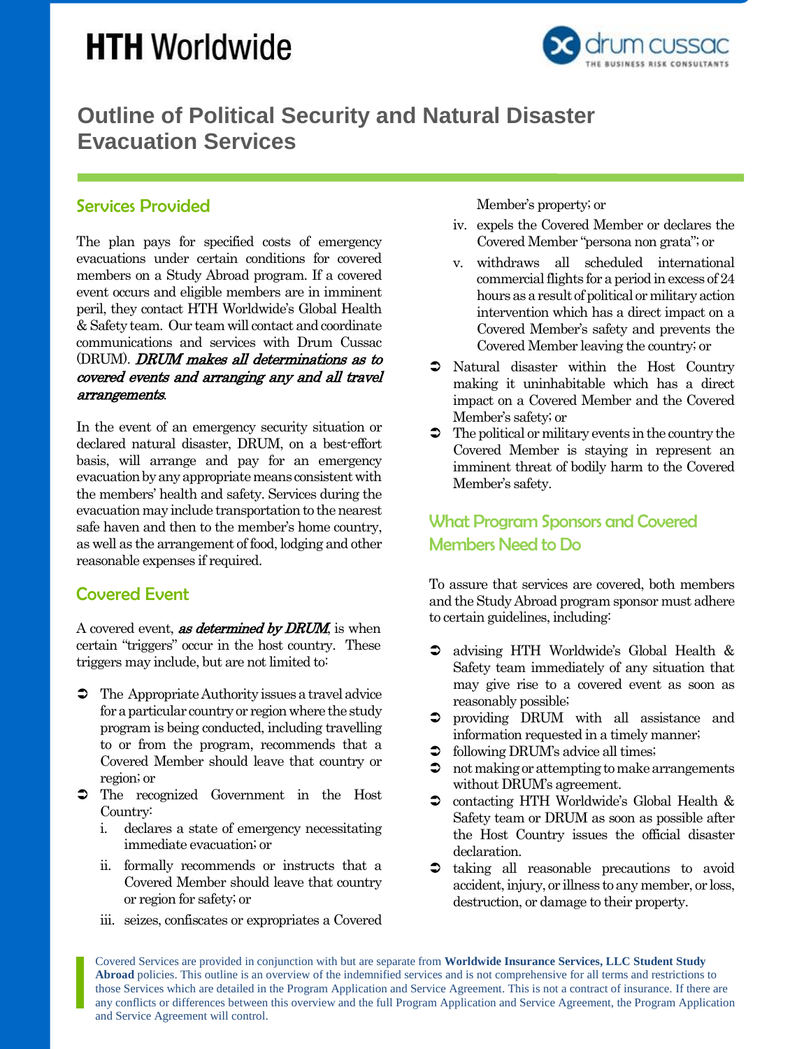HTH Worldwide

drum cussac
THE BUSINESS RISK CONSULTANTS

# Outline of Political Security and Natural Disaster Evacuation Services

## Services Provided

The plan pays for specified costs of emergency evacuations under certain conditions for covered members on a Study Abroad program. If a covered event occurs and eligible members are in imminent peril, they contact HTH Worldwide's Global Health & Safety team. Our team will contact and coordinate communications and services with Drum Cussac (DRUM). ***DRUM makes all determinations as to covered events and arranging any and all travel arrangements***.

In the event of an emergency security situation or declared natural disaster, DRUM, on a best-effort basis, will arrange and pay for an emergency evacuation by any appropriate means consistent with the members' health and safety. Services during the evacuation may include transportation to the nearest safe haven and then to the member's home country, as well as the arrangement of food, lodging and other reasonable expenses if required.

## Covered Event

A covered event, ***as determined by DRUM***, is when certain "triggers" occur in the host country. These triggers may include, but are not limited to:

- The Appropriate Authority issues a travel advice for a particular country or region where the study program is being conducted, including travelling to or from the program, recommends that a Covered Member should leave that country or region; or
- The recognized Government in the Host Country:
    - i. declares a state of emergency necessitating immediate evacuation; or
    - ii. formally recommends or instructs that a Covered Member should leave that country or region for safety; or
    - iii. seizes, confiscates or expropriates a Covered Member's property; or
    - iv. expels the Covered Member or declares the Covered Member "persona non grata"; or
    - v. withdraws all scheduled international commercial flights for a period in excess of 24 hours as a result of political or military action intervention which has a direct impact on a Covered Member's safety and prevents the Covered Member leaving the country; or
- Natural disaster within the Host Country making it uninhabitable which has a direct impact on a Covered Member and the Covered Member's safety; or
- The political or military events in the country the Covered Member is staying in represent an imminent threat of bodily harm to the Covered Member's safety.

## What Program Sponsors and Covered Members Need to Do

To assure that services are covered, both members and the Study Abroad program sponsor must adhere to certain guidelines, including:

- advising HTH Worldwide's Global Health & Safety team immediately of any situation that may give rise to a covered event as soon as reasonably possible;
- providing DRUM with all assistance and information requested in a timely manner;
- following DRUM's advice all times;
- not making or attempting to make arrangements without DRUM's agreement.
- contacting HTH Worldwide's Global Health & Safety team or DRUM as soon as possible after the Host Country issues the official disaster declaration.
- taking all reasonable precautions to avoid accident, injury, or illness to any member, or loss, destruction, or damage to their property.

Covered Services are provided in conjunction with but are separate from **Worldwide Insurance Services, LLC Student Study Abroad** policies. This outline is an overview of the indemnified services and is not comprehensive for all terms and restrictions to those Services which are detailed in the Program Application and Service Agreement. This is not a contract of insurance. If there are any conflicts or differences between this overview and the full Program Application and Service Agreement, the Program Application and Service Agreement will control.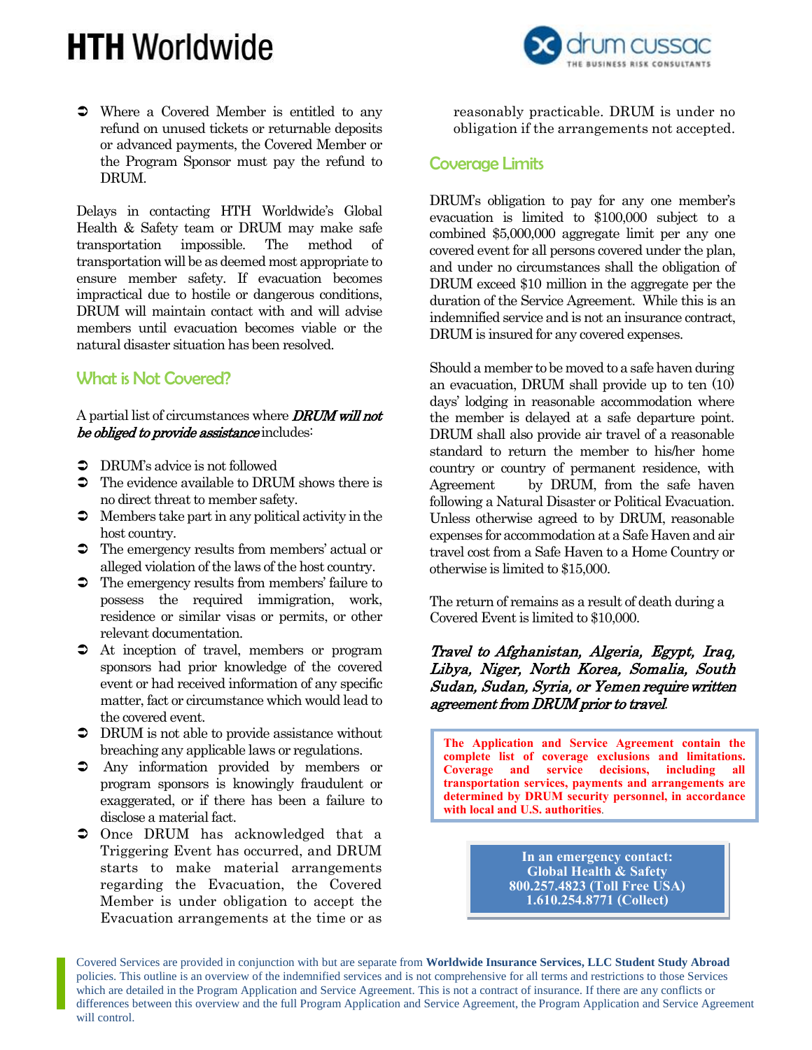- Where a Covered Member is entitled to any refund on unused tickets or returnable deposits or advanced payments, the Covered Member or the Program Sponsor must pay the refund to DRUM.

Delays in contacting HTH Worldwide's Global Health & Safety team or DRUM may make safe transportation impossible. The method of transportation will be as deemed most appropriate to ensure member safety. If evacuation becomes impractical due to hostile or dangerous conditions, DRUM will maintain contact with and will advise members until evacuation becomes viable or the natural disaster situation has been resolved.

## What is Not Covered?

A partial list of circumstances where ***DRUM will not be obliged to provide assistance*** includes:

- DRUM's advice is not followed
- The evidence available to DRUM shows there is no direct threat to member safety.
- Members take part in any political activity in the host country.
- The emergency results from members' actual or alleged violation of the laws of the host country.
- The emergency results from members' failure to possess the required immigration, work, residence or similar visas or permits, or other relevant documentation.
- At inception of travel, members or program sponsors had prior knowledge of the covered event or had received information of any specific matter, fact or circumstance which would lead to the covered event.
- DRUM is not able to provide assistance without breaching any applicable laws or regulations.
- Any information provided by members or program sponsors is knowingly fraudulent or exaggerated, or if there has been a failure to disclose a material fact.
- Once DRUM has acknowledged that a Triggering Event has occurred, and DRUM starts to make material arrangements regarding the Evacuation, the Covered Member is under obligation to accept the Evacuation arrangements at the time or as reasonably practicable. DRUM is under no obligation if the arrangements not accepted.

## Coverage Limits

DRUM's obligation to pay for any one member's evacuation is limited to $100,000 subject to a combined $5,000,000 aggregate limit per any one covered event for all persons covered under the plan, and under no circumstances shall the obligation of DRUM exceed $10 million in the aggregate per the duration of the Service Agreement. While this is an indemnified service and is not an insurance contract, DRUM is insured for any covered expenses.

Should a member to be moved to a safe haven during an evacuation, DRUM shall provide up to ten (10) days' lodging in reasonable accommodation where the member is delayed at a safe departure point. DRUM shall also provide air travel of a reasonable standard to return the member to his/her home country or country of permanent residence, with Agreement by DRUM, from the safe haven following a Natural Disaster or Political Evacuation. Unless otherwise agreed to by DRUM, reasonable expenses for accommodation at a Safe Haven and air travel cost from a Safe Haven to a Home Country or otherwise is limited to $15,000.

The return of remains as a result of death during a Covered Event is limited to $10,000.

***Travel to Afghanistan, Algeria, Egypt, Iraq, Libya, Niger, North Korea, Somalia, South Sudan, Sudan, Syria, or Yemen require written agreement from DRUM prior to travel.***

**The Application and Service Agreement contain the complete list of coverage exclusions and limitations. Coverage and service decisions, including all transportation services, payments and arrangements are determined by DRUM security personnel, in accordance with local and U.S. authorities.**

**In an emergency contact:**
**Global Health & Safety**
**800.257.4823 (Toll Free USA)**
**1.610.254.8771 (Collect)**

Covered Services are provided in conjunction with but are separate from **Worldwide Insurance Services, LLC Student Study Abroad** policies. This outline is an overview of the indemnified services and is not comprehensive for all terms and restrictions to those Services which are detailed in the Program Application and Service Agreement. This is not a contract of insurance. If there are any conflicts or differences between this overview and the full Program Application and Service Agreement, the Program Application and Service Agreement will control.